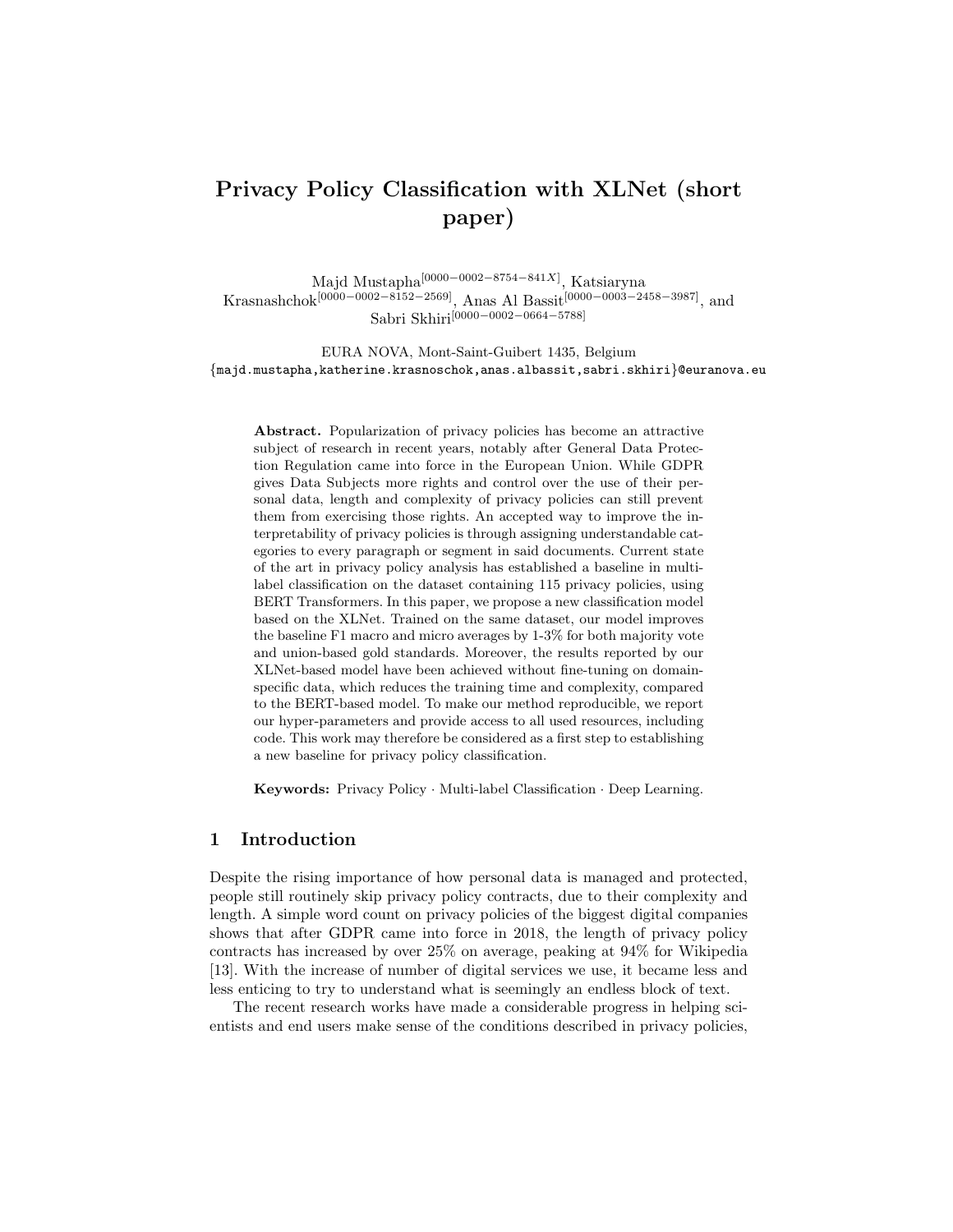# Privacy Policy Classification with XLNet (short paper)

Majd Mustapha[0000−0002−8754−841X], Katsiaryna Krasnashchok[0000−0002−8152−2569], Anas Al Bassit[0000−0003−2458−3987], and Sabri Skhiri[0000−0002−0664−5788]

EURA NOVA, Mont-Saint-Guibert 1435, Belgium
{majd.mustapha,katherine.krasnoschok,anas.albassit,sabri.skhiri}@euranova.eu

**Abstract.** Popularization of privacy policies has become an attractive subject of research in recent years, notably after General Data Protection Regulation came into force in the European Union. While GDPR gives Data Subjects more rights and control over the use of their personal data, length and complexity of privacy policies can still prevent them from exercising those rights. An accepted way to improve the interpretability of privacy policies is through assigning understandable categories to every paragraph or segment in said documents. Current state of the art in privacy policy analysis has established a baseline in multi-label classification on the dataset containing 115 privacy policies, using BERT Transformers. In this paper, we propose a new classification model based on the XLNet. Trained on the same dataset, our model improves the baseline F1 macro and micro averages by 1-3% for both majority vote and union-based gold standards. Moreover, the results reported by our XLNet-based model have been achieved without fine-tuning on domain-specific data, which reduces the training time and complexity, compared to the BERT-based model. To make our method reproducible, we report our hyper-parameters and provide access to all used resources, including code. This work may therefore be considered as a first step to establishing a new baseline for privacy policy classification.

**Keywords:** Privacy Policy · Multi-label Classification · Deep Learning.

## 1 Introduction

Despite the rising importance of how personal data is managed and protected, people still routinely skip privacy policy contracts, due to their complexity and length. A simple word count on privacy policies of the biggest digital companies shows that after GDPR came into force in 2018, the length of privacy policy contracts has increased by over 25% on average, peaking at 94% for Wikipedia [13]. With the increase of number of digital services we use, it became less and less enticing to try to understand what is seemingly an endless block of text.

The recent research works have made a considerable progress in helping scientists and end users make sense of the conditions described in privacy policies,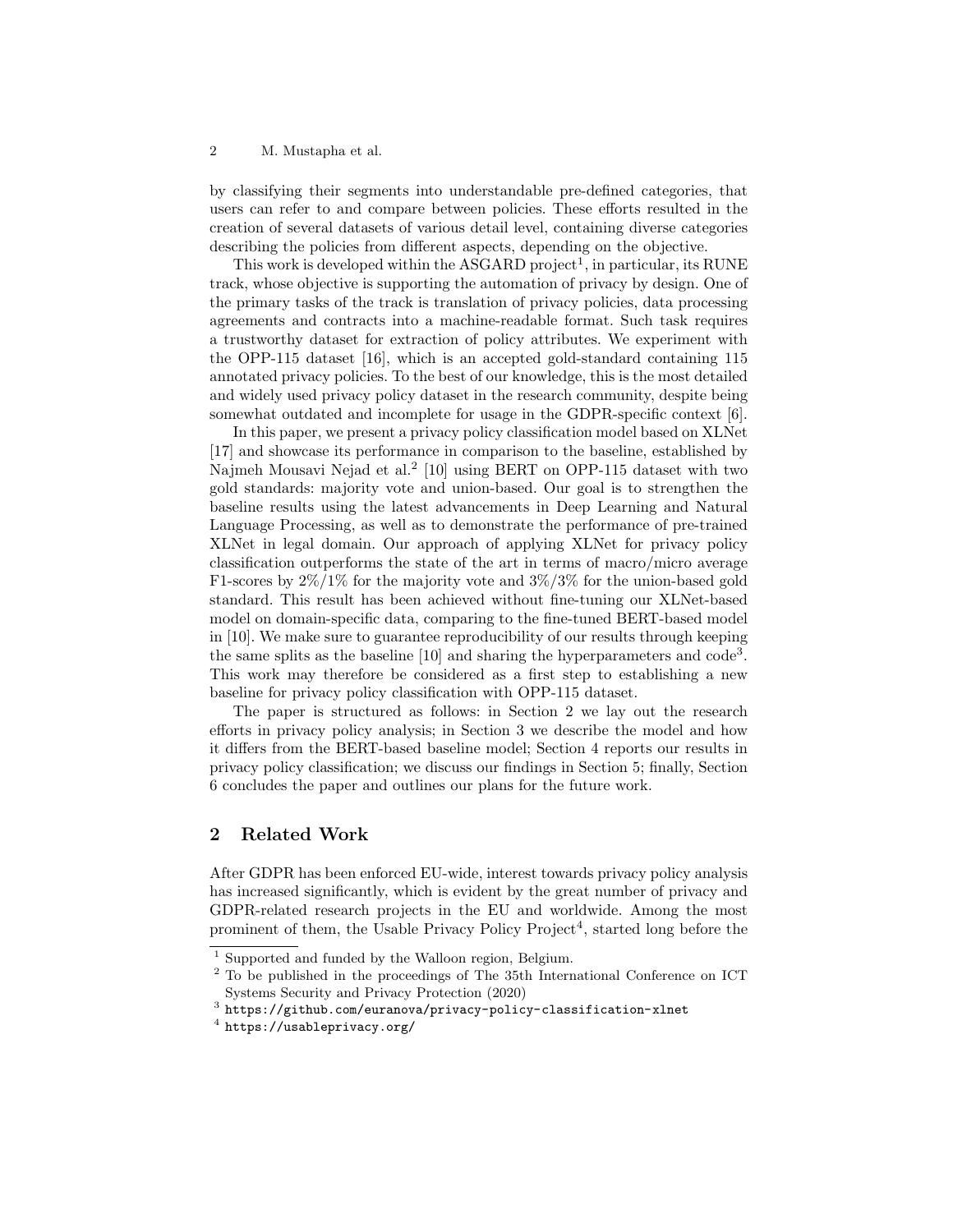by classifying their segments into understandable pre-defined categories, that users can refer to and compare between policies. These efforts resulted in the creation of several datasets of various detail level, containing diverse categories describing the policies from different aspects, depending on the objective.

This work is developed within the ASGARD project[1], in particular, its RUNE track, whose objective is supporting the automation of privacy by design. One of the primary tasks of the track is translation of privacy policies, data processing agreements and contracts into a machine-readable format. Such task requires a trustworthy dataset for extraction of policy attributes. We experiment with the OPP-115 dataset [16], which is an accepted gold-standard containing 115 annotated privacy policies. To the best of our knowledge, this is the most detailed and widely used privacy policy dataset in the research community, despite being somewhat outdated and incomplete for usage in the GDPR-specific context [6].

In this paper, we present a privacy policy classification model based on XLNet [17] and showcase its performance in comparison to the baseline, established by Najmeh Mousavi Nejad et al.[2] [10] using BERT on OPP-115 dataset with two gold standards: majority vote and union-based. Our goal is to strengthen the baseline results using the latest advancements in Deep Learning and Natural Language Processing, as well as to demonstrate the performance of pre-trained XLNet in legal domain. Our approach of applying XLNet for privacy policy classification outperforms the state of the art in terms of macro/micro average F1-scores by 2%/1% for the majority vote and 3%/3% for the union-based gold standard. This result has been achieved without fine-tuning our XLNet-based model on domain-specific data, comparing to the fine-tuned BERT-based model in [10]. We make sure to guarantee reproducibility of our results through keeping the same splits as the baseline [10] and sharing the hyperparameters and code[3]. This work may therefore be considered as a first step to establishing a new baseline for privacy policy classification with OPP-115 dataset.

The paper is structured as follows: in Section 2 we lay out the research efforts in privacy policy analysis; in Section 3 we describe the model and how it differs from the BERT-based baseline model; Section 4 reports our results in privacy policy classification; we discuss our findings in Section 5; finally, Section 6 concludes the paper and outlines our plans for the future work.

## 2 Related Work

After GDPR has been enforced EU-wide, interest towards privacy policy analysis has increased significantly, which is evident by the great number of privacy and GDPR-related research projects in the EU and worldwide. Among the most prominent of them, the Usable Privacy Policy Project[4], started long before the

---

[1] Supported and funded by the Walloon region, Belgium.

[2] To be published in the proceedings of The 35th International Conference on ICT Systems Security and Privacy Protection (2020)

[3] https://github.com/euranova/privacy-policy-classification-xlnet

[4] https://usableprivacy.org/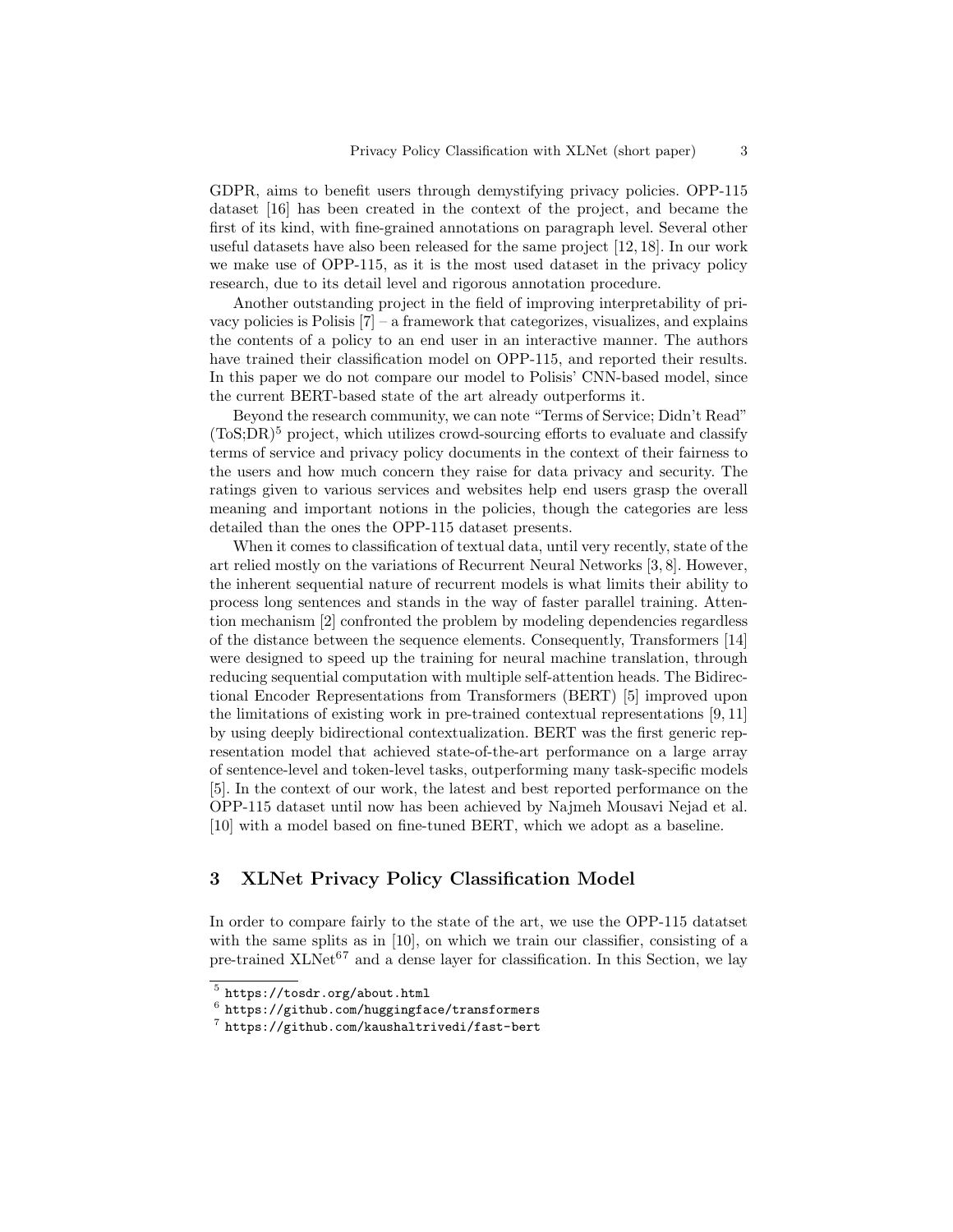GDPR, aims to benefit users through demystifying privacy policies. OPP-115 dataset [16] has been created in the context of the project, and became the first of its kind, with fine-grained annotations on paragraph level. Several other useful datasets have also been released for the same project [12, 18]. In our work we make use of OPP-115, as it is the most used dataset in the privacy policy research, due to its detail level and rigorous annotation procedure.

Another outstanding project in the field of improving interpretability of privacy policies is Polisis [7] – a framework that categorizes, visualizes, and explains the contents of a policy to an end user in an interactive manner. The authors have trained their classification model on OPP-115, and reported their results. In this paper we do not compare our model to Polisis' CNN-based model, since the current BERT-based state of the art already outperforms it.

Beyond the research community, we can note "Terms of Service; Didn't Read" (ToS;DR)[5] project, which utilizes crowd-sourcing efforts to evaluate and classify terms of service and privacy policy documents in the context of their fairness to the users and how much concern they raise for data privacy and security. The ratings given to various services and websites help end users grasp the overall meaning and important notions in the policies, though the categories are less detailed than the ones the OPP-115 dataset presents.

When it comes to classification of textual data, until very recently, state of the art relied mostly on the variations of Recurrent Neural Networks [3, 8]. However, the inherent sequential nature of recurrent models is what limits their ability to process long sentences and stands in the way of faster parallel training. Attention mechanism [2] confronted the problem by modeling dependencies regardless of the distance between the sequence elements. Consequently, Transformers [14] were designed to speed up the training for neural machine translation, through reducing sequential computation with multiple self-attention heads. The Bidirectional Encoder Representations from Transformers (BERT) [5] improved upon the limitations of existing work in pre-trained contextual representations [9, 11] by using deeply bidirectional contextualization. BERT was the first generic representation model that achieved state-of-the-art performance on a large array of sentence-level and token-level tasks, outperforming many task-specific models [5]. In the context of our work, the latest and best reported performance on the OPP-115 dataset until now has been achieved by Najmeh Mousavi Nejad et al. [10] with a model based on fine-tuned BERT, which we adopt as a baseline.

## 3 XLNet Privacy Policy Classification Model

In order to compare fairly to the state of the art, we use the OPP-115 datatset with the same splits as in [10], on which we train our classifier, consisting of a pre-trained XLNet[6][7] and a dense layer for classification. In this Section, we lay

[5] https://tosdr.org/about.html

[6] https://github.com/huggingface/transformers

[7] https://github.com/kaushaltrivedi/fast-bert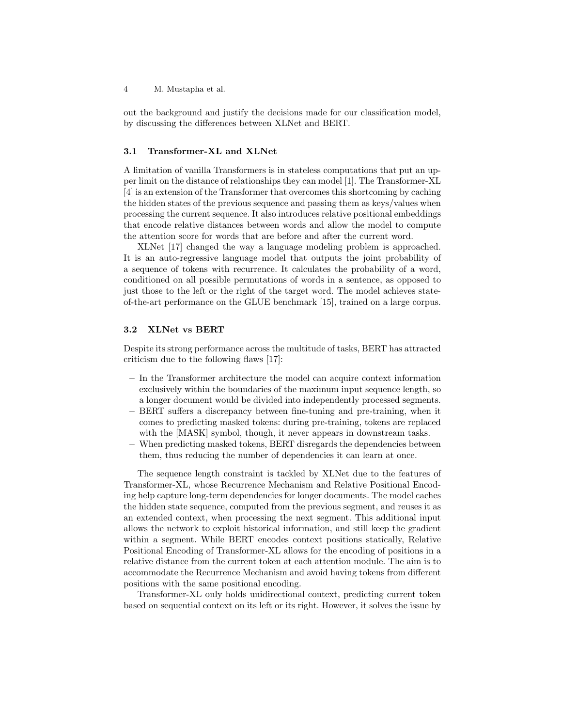out the background and justify the decisions made for our classification model, by discussing the differences between XLNet and BERT.

### 3.1 Transformer-XL and XLNet

A limitation of vanilla Transformers is in stateless computations that put an upper limit on the distance of relationships they can model [1]. The Transformer-XL [4] is an extension of the Transformer that overcomes this shortcoming by caching the hidden states of the previous sequence and passing them as keys/values when processing the current sequence. It also introduces relative positional embeddings that encode relative distances between words and allow the model to compute the attention score for words that are before and after the current word.

XLNet [17] changed the way a language modeling problem is approached. It is an auto-regressive language model that outputs the joint probability of a sequence of tokens with recurrence. It calculates the probability of a word, conditioned on all possible permutations of words in a sentence, as opposed to just those to the left or the right of the target word. The model achieves state-of-the-art performance on the GLUE benchmark [15], trained on a large corpus.

### 3.2 XLNet vs BERT

Despite its strong performance across the multitude of tasks, BERT has attracted criticism due to the following flaws [17]:

– In the Transformer architecture the model can acquire context information exclusively within the boundaries of the maximum input sequence length, so a longer document would be divided into independently processed segments.
– BERT suffers a discrepancy between fine-tuning and pre-training, when it comes to predicting masked tokens: during pre-training, tokens are replaced with the [MASK] symbol, though, it never appears in downstream tasks.
– When predicting masked tokens, BERT disregards the dependencies between them, thus reducing the number of dependencies it can learn at once.

The sequence length constraint is tackled by XLNet due to the features of Transformer-XL, whose Recurrence Mechanism and Relative Positional Encoding help capture long-term dependencies for longer documents. The model caches the hidden state sequence, computed from the previous segment, and reuses it as an extended context, when processing the next segment. This additional input allows the network to exploit historical information, and still keep the gradient within a segment. While BERT encodes context positions statically, Relative Positional Encoding of Transformer-XL allows for the encoding of positions in a relative distance from the current token at each attention module. The aim is to accommodate the Recurrence Mechanism and avoid having tokens from different positions with the same positional encoding.

Transformer-XL only holds unidirectional context, predicting current token based on sequential context on its left or its right. However, it solves the issue by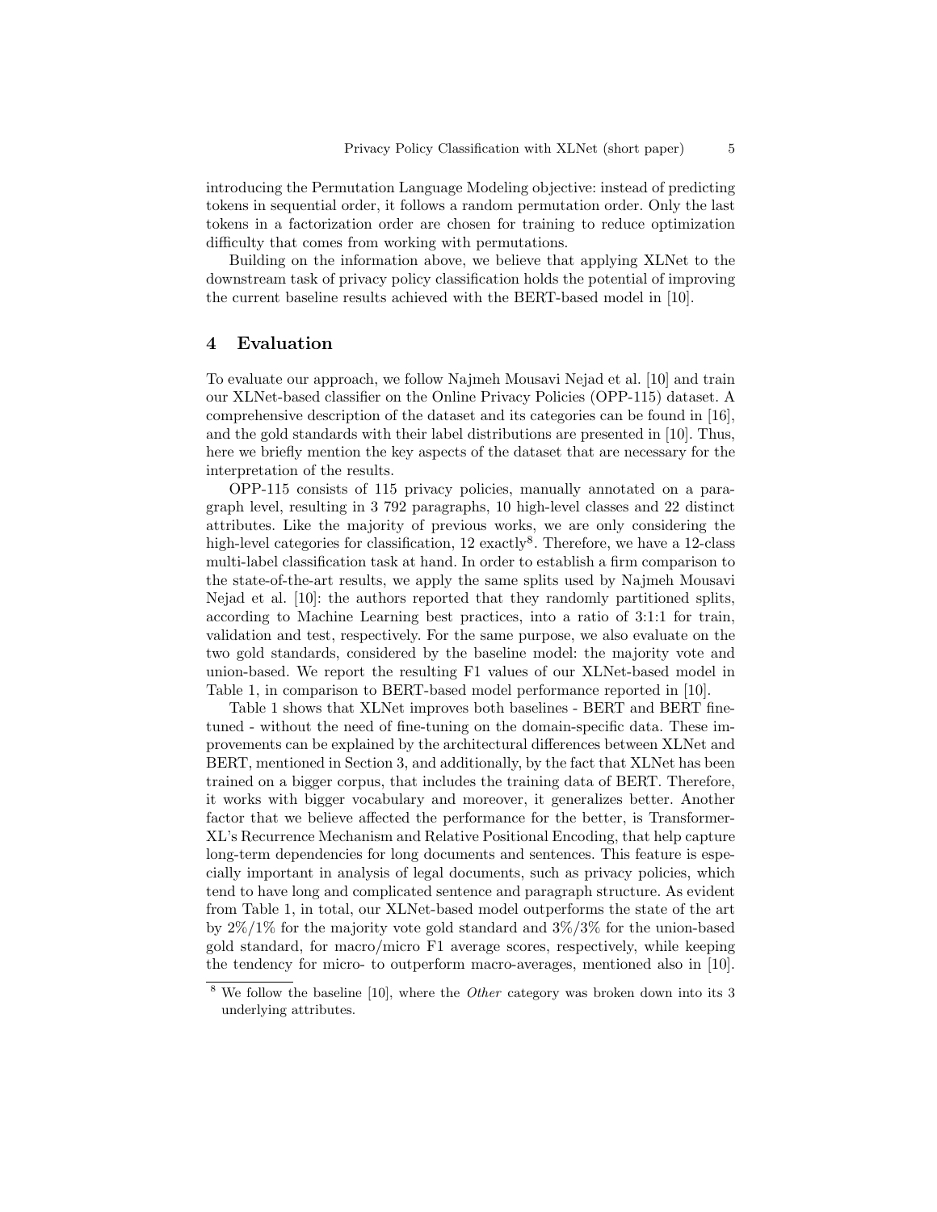introducing the Permutation Language Modeling objective: instead of predicting tokens in sequential order, it follows a random permutation order. Only the last tokens in a factorization order are chosen for training to reduce optimization difficulty that comes from working with permutations.

Building on the information above, we believe that applying XLNet to the downstream task of privacy policy classification holds the potential of improving the current baseline results achieved with the BERT-based model in [10].

## 4 Evaluation

To evaluate our approach, we follow Najmeh Mousavi Nejad et al. [10] and train our XLNet-based classifier on the Online Privacy Policies (OPP-115) dataset. A comprehensive description of the dataset and its categories can be found in [16], and the gold standards with their label distributions are presented in [10]. Thus, here we briefly mention the key aspects of the dataset that are necessary for the interpretation of the results.

OPP-115 consists of 115 privacy policies, manually annotated on a paragraph level, resulting in 3 792 paragraphs, 10 high-level classes and 22 distinct attributes. Like the majority of previous works, we are only considering the high-level categories for classification, 12 exactly[8]. Therefore, we have a 12-class multi-label classification task at hand. In order to establish a firm comparison to the state-of-the-art results, we apply the same splits used by Najmeh Mousavi Nejad et al. [10]: the authors reported that they randomly partitioned splits, according to Machine Learning best practices, into a ratio of 3:1:1 for train, validation and test, respectively. For the same purpose, we also evaluate on the two gold standards, considered by the baseline model: the majority vote and union-based. We report the resulting F1 values of our XLNet-based model in Table 1, in comparison to BERT-based model performance reported in [10].

Table 1 shows that XLNet improves both baselines - BERT and BERT fine-tuned - without the need of fine-tuning on the domain-specific data. These improvements can be explained by the architectural differences between XLNet and BERT, mentioned in Section 3, and additionally, by the fact that XLNet has been trained on a bigger corpus, that includes the training data of BERT. Therefore, it works with bigger vocabulary and moreover, it generalizes better. Another factor that we believe affected the performance for the better, is Transformer-XL's Recurrence Mechanism and Relative Positional Encoding, that help capture long-term dependencies for long documents and sentences. This feature is especially important in analysis of legal documents, such as privacy policies, which tend to have long and complicated sentence and paragraph structure. As evident from Table 1, in total, our XLNet-based model outperforms the state of the art by 2%/1% for the majority vote gold standard and 3%/3% for the union-based gold standard, for macro/micro F1 average scores, respectively, while keeping the tendency for micro- to outperform macro-averages, mentioned also in [10].

[8] We follow the baseline [10], where the *Other* category was broken down into its 3 underlying attributes.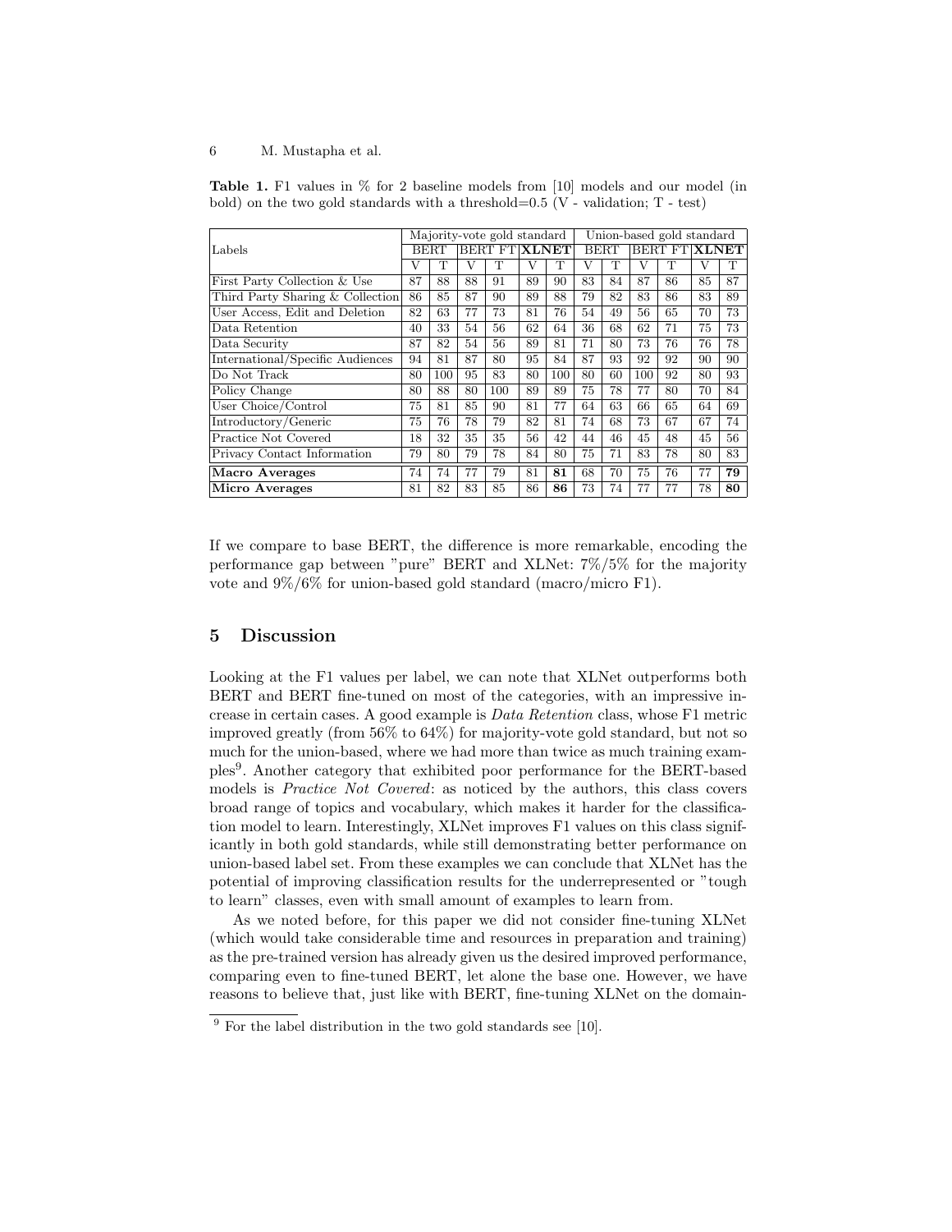**Table 1.** F1 values in % for 2 baseline models from [10] models and our model (in bold) on the two gold standards with a threshold=0.5 (V - validation; T - test)

| Labels | Majority-vote gold standard | | | | | | Union-based gold standard | | | | | |
|---|---|---|---|---|---|---|---|---|---|---|---|---|
| | BERT | | BERT FT | | **XLNET** | | BERT | | BERT FT | | **XLNET** | |
| | V | T | V | T | V | T | V | T | V | T | V | T |
| First Party Collection & Use | 87 | 88 | 88 | 91 | 89 | 90 | 83 | 84 | 87 | 86 | 85 | 87 |
| Third Party Sharing & Collection | 86 | 85 | 87 | 90 | 89 | 88 | 79 | 82 | 83 | 86 | 83 | 89 |
| User Access, Edit and Deletion | 82 | 63 | 77 | 73 | 81 | 76 | 54 | 49 | 56 | 65 | 70 | 73 |
| Data Retention | 40 | 33 | 54 | 56 | 62 | 64 | 36 | 68 | 62 | 71 | 75 | 73 |
| Data Security | 87 | 82 | 54 | 56 | 89 | 81 | 71 | 80 | 73 | 76 | 76 | 78 |
| International/Specific Audiences | 94 | 81 | 87 | 80 | 95 | 84 | 87 | 93 | 92 | 92 | 90 | 90 |
| Do Not Track | 80 | 100 | 95 | 83 | 80 | 100 | 80 | 60 | 100 | 92 | 80 | 93 |
| Policy Change | 80 | 88 | 80 | 100 | 89 | 89 | 75 | 78 | 77 | 80 | 70 | 84 |
| User Choice/Control | 75 | 81 | 85 | 90 | 81 | 77 | 64 | 63 | 66 | 65 | 64 | 69 |
| Introductory/Generic | 75 | 76 | 78 | 79 | 82 | 81 | 74 | 68 | 73 | 67 | 67 | 74 |
| Practice Not Covered | 18 | 32 | 35 | 35 | 56 | 42 | 44 | 46 | 45 | 48 | 45 | 56 |
| Privacy Contact Information | 79 | 80 | 79 | 78 | 84 | 80 | 75 | 71 | 83 | 78 | 80 | 83 |
| **Macro Averages** | 74 | 74 | 77 | 79 | 81 | **81** | 68 | 70 | 75 | 76 | 77 | **79** |
| **Micro Averages** | 81 | 82 | 83 | 85 | 86 | **86** | 73 | 74 | 77 | 77 | 78 | **80** |

If we compare to base BERT, the difference is more remarkable, encoding the performance gap between "pure" BERT and XLNet: 7%/5% for the majority vote and 9%/6% for union-based gold standard (macro/micro F1).

## 5 Discussion

Looking at the F1 values per label, we can note that XLNet outperforms both BERT and BERT fine-tuned on most of the categories, with an impressive increase in certain cases. A good example is *Data Retention* class, whose F1 metric improved greatly (from 56% to 64%) for majority-vote gold standard, but not so much for the union-based, where we had more than twice as much training examples[9]. Another category that exhibited poor performance for the BERT-based models is *Practice Not Covered*: as noticed by the authors, this class covers broad range of topics and vocabulary, which makes it harder for the classification model to learn. Interestingly, XLNet improves F1 values on this class significantly in both gold standards, while still demonstrating better performance on union-based label set. From these examples we can conclude that XLNet has the potential of improving classification results for the underrepresented or "tough to learn" classes, even with small amount of examples to learn from.

As we noted before, for this paper we did not consider fine-tuning XLNet (which would take considerable time and resources in preparation and training) as the pre-trained version has already given us the desired improved performance, comparing even to fine-tuned BERT, let alone the base one. However, we have reasons to believe that, just like with BERT, fine-tuning XLNet on the domain-

[9] For the label distribution in the two gold standards see [10].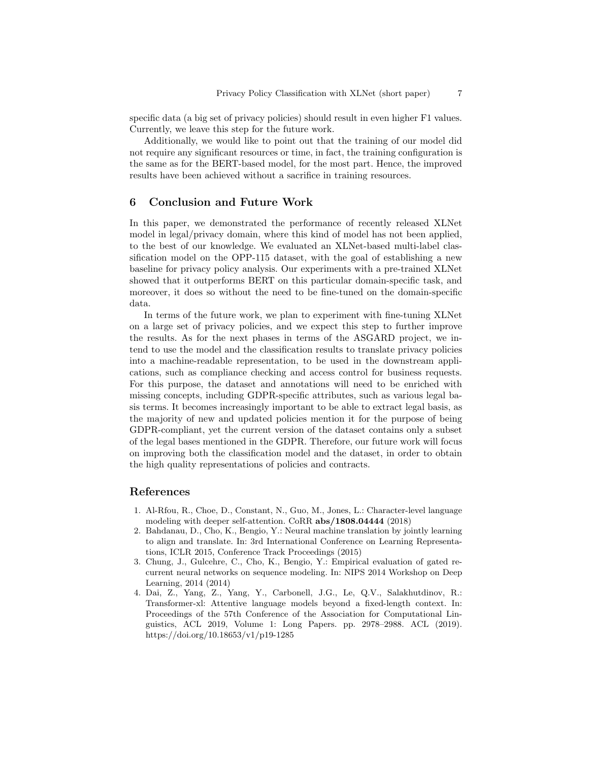specific data (a big set of privacy policies) should result in even higher F1 values. Currently, we leave this step for the future work.

Additionally, we would like to point out that the training of our model did not require any significant resources or time, in fact, the training configuration is the same as for the BERT-based model, for the most part. Hence, the improved results have been achieved without a sacrifice in training resources.

## 6 Conclusion and Future Work

In this paper, we demonstrated the performance of recently released XLNet model in legal/privacy domain, where this kind of model has not been applied, to the best of our knowledge. We evaluated an XLNet-based multi-label classification model on the OPP-115 dataset, with the goal of establishing a new baseline for privacy policy analysis. Our experiments with a pre-trained XLNet showed that it outperforms BERT on this particular domain-specific task, and moreover, it does so without the need to be fine-tuned on the domain-specific data.

In terms of the future work, we plan to experiment with fine-tuning XLNet on a large set of privacy policies, and we expect this step to further improve the results. As for the next phases in terms of the ASGARD project, we intend to use the model and the classification results to translate privacy policies into a machine-readable representation, to be used in the downstream applications, such as compliance checking and access control for business requests. For this purpose, the dataset and annotations will need to be enriched with missing concepts, including GDPR-specific attributes, such as various legal basis terms. It becomes increasingly important to be able to extract legal basis, as the majority of new and updated policies mention it for the purpose of being GDPR-compliant, yet the current version of the dataset contains only a subset of the legal bases mentioned in the GDPR. Therefore, our future work will focus on improving both the classification model and the dataset, in order to obtain the high quality representations of policies and contracts.

## References

1. Al-Rfou, R., Choe, D., Constant, N., Guo, M., Jones, L.: Character-level language modeling with deeper self-attention. CoRR **abs/1808.04444** (2018)
2. Bahdanau, D., Cho, K., Bengio, Y.: Neural machine translation by jointly learning to align and translate. In: 3rd International Conference on Learning Representations, ICLR 2015, Conference Track Proceedings (2015)
3. Chung, J., Gulcehre, C., Cho, K., Bengio, Y.: Empirical evaluation of gated recurrent neural networks on sequence modeling. In: NIPS 2014 Workshop on Deep Learning, 2014 (2014)
4. Dai, Z., Yang, Z., Yang, Y., Carbonell, J.G., Le, Q.V., Salakhutdinov, R.: Transformer-xl: Attentive language models beyond a fixed-length context. In: Proceedings of the 57th Conference of the Association for Computational Linguistics, ACL 2019, Volume 1: Long Papers. pp. 2978–2988. ACL (2019). https://doi.org/10.18653/v1/p19-1285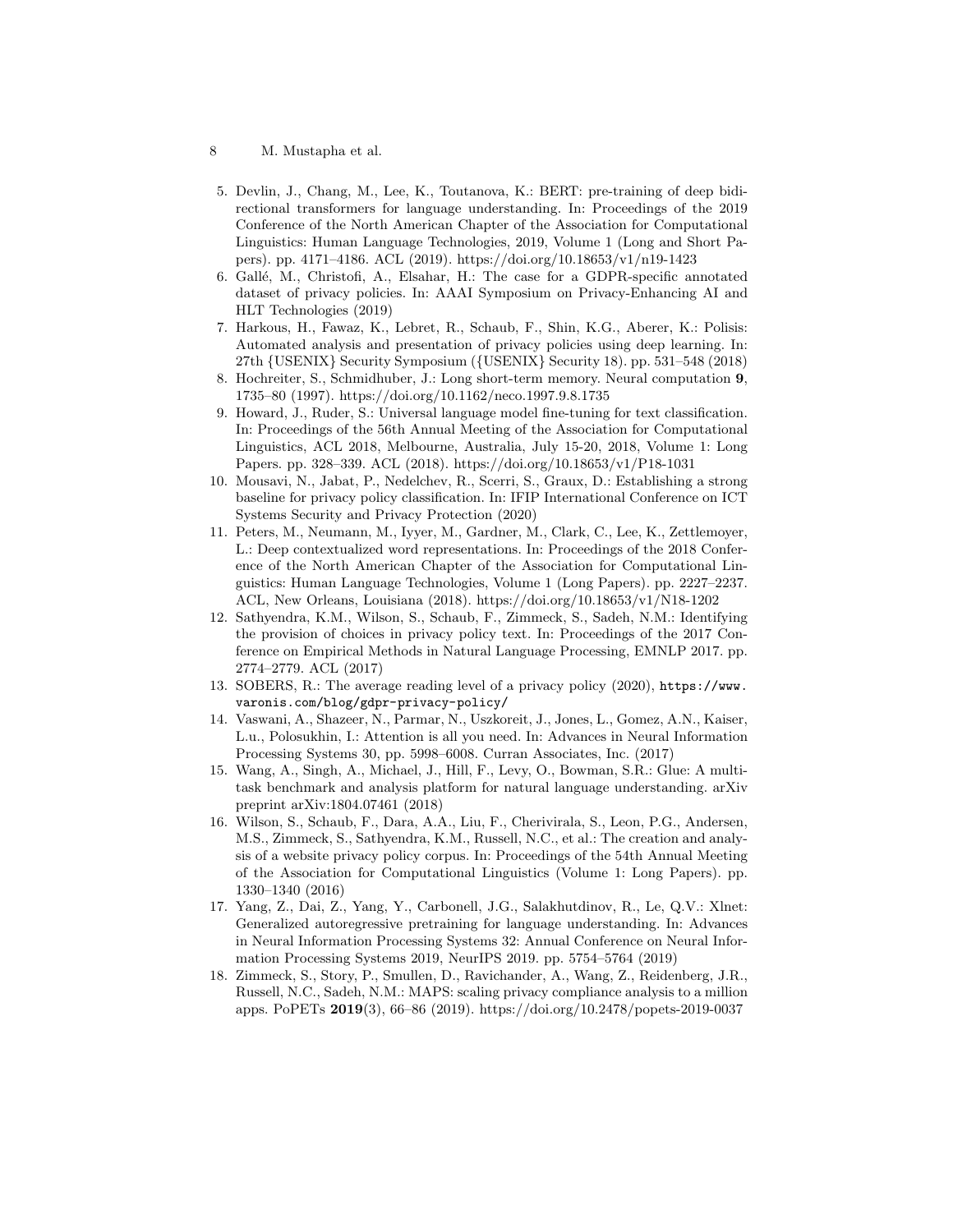5. Devlin, J., Chang, M., Lee, K., Toutanova, K.: BERT: pre-training of deep bidirectional transformers for language understanding. In: Proceedings of the 2019 Conference of the North American Chapter of the Association for Computational Linguistics: Human Language Technologies, 2019, Volume 1 (Long and Short Papers). pp. 4171–4186. ACL (2019). https://doi.org/10.18653/v1/n19-1423
6. Gallé, M., Christofi, A., Elsahar, H.: The case for a GDPR-specific annotated dataset of privacy policies. In: AAAI Symposium on Privacy-Enhancing AI and HLT Technologies (2019)
7. Harkous, H., Fawaz, K., Lebret, R., Schaub, F., Shin, K.G., Aberer, K.: Polisis: Automated analysis and presentation of privacy policies using deep learning. In: 27th {USENIX} Security Symposium ({USENIX} Security 18). pp. 531–548 (2018)
8. Hochreiter, S., Schmidhuber, J.: Long short-term memory. Neural computation **9**, 1735–80 (1997). https://doi.org/10.1162/neco.1997.9.8.1735
9. Howard, J., Ruder, S.: Universal language model fine-tuning for text classification. In: Proceedings of the 56th Annual Meeting of the Association for Computational Linguistics, ACL 2018, Melbourne, Australia, July 15-20, 2018, Volume 1: Long Papers. pp. 328–339. ACL (2018). https://doi.org/10.18653/v1/P18-1031
10. Mousavi, N., Jabat, P., Nedelchev, R., Scerri, S., Graux, D.: Establishing a strong baseline for privacy policy classification. In: IFIP International Conference on ICT Systems Security and Privacy Protection (2020)
11. Peters, M., Neumann, M., Iyyer, M., Gardner, M., Clark, C., Lee, K., Zettlemoyer, L.: Deep contextualized word representations. In: Proceedings of the 2018 Conference of the North American Chapter of the Association for Computational Linguistics: Human Language Technologies, Volume 1 (Long Papers). pp. 2227–2237. ACL, New Orleans, Louisiana (2018). https://doi.org/10.18653/v1/N18-1202
12. Sathyendra, K.M., Wilson, S., Schaub, F., Zimmeck, S., Sadeh, N.M.: Identifying the provision of choices in privacy policy text. In: Proceedings of the 2017 Conference on Empirical Methods in Natural Language Processing, EMNLP 2017. pp. 2774–2779. ACL (2017)
13. SOBERS, R.: The average reading level of a privacy policy (2020), https://www.varonis.com/blog/gdpr-privacy-policy/
14. Vaswani, A., Shazeer, N., Parmar, N., Uszkoreit, J., Jones, L., Gomez, A.N., Kaiser, L.u., Polosukhin, I.: Attention is all you need. In: Advances in Neural Information Processing Systems 30, pp. 5998–6008. Curran Associates, Inc. (2017)
15. Wang, A., Singh, A., Michael, J., Hill, F., Levy, O., Bowman, S.R.: Glue: A multi-task benchmark and analysis platform for natural language understanding. arXiv preprint arXiv:1804.07461 (2018)
16. Wilson, S., Schaub, F., Dara, A.A., Liu, F., Cherivirala, S., Leon, P.G., Andersen, M.S., Zimmeck, S., Sathyendra, K.M., Russell, N.C., et al.: The creation and analysis of a website privacy policy corpus. In: Proceedings of the 54th Annual Meeting of the Association for Computational Linguistics (Volume 1: Long Papers). pp. 1330–1340 (2016)
17. Yang, Z., Dai, Z., Yang, Y., Carbonell, J.G., Salakhutdinov, R., Le, Q.V.: Xlnet: Generalized autoregressive pretraining for language understanding. In: Advances in Neural Information Processing Systems 32: Annual Conference on Neural Information Processing Systems 2019, NeurIPS 2019. pp. 5754–5764 (2019)
18. Zimmeck, S., Story, P., Smullen, D., Ravichander, A., Wang, Z., Reidenberg, J.R., Russell, N.C., Sadeh, N.M.: MAPS: scaling privacy compliance analysis to a million apps. PoPETs **2019**(3), 66–86 (2019). https://doi.org/10.2478/popets-2019-0037